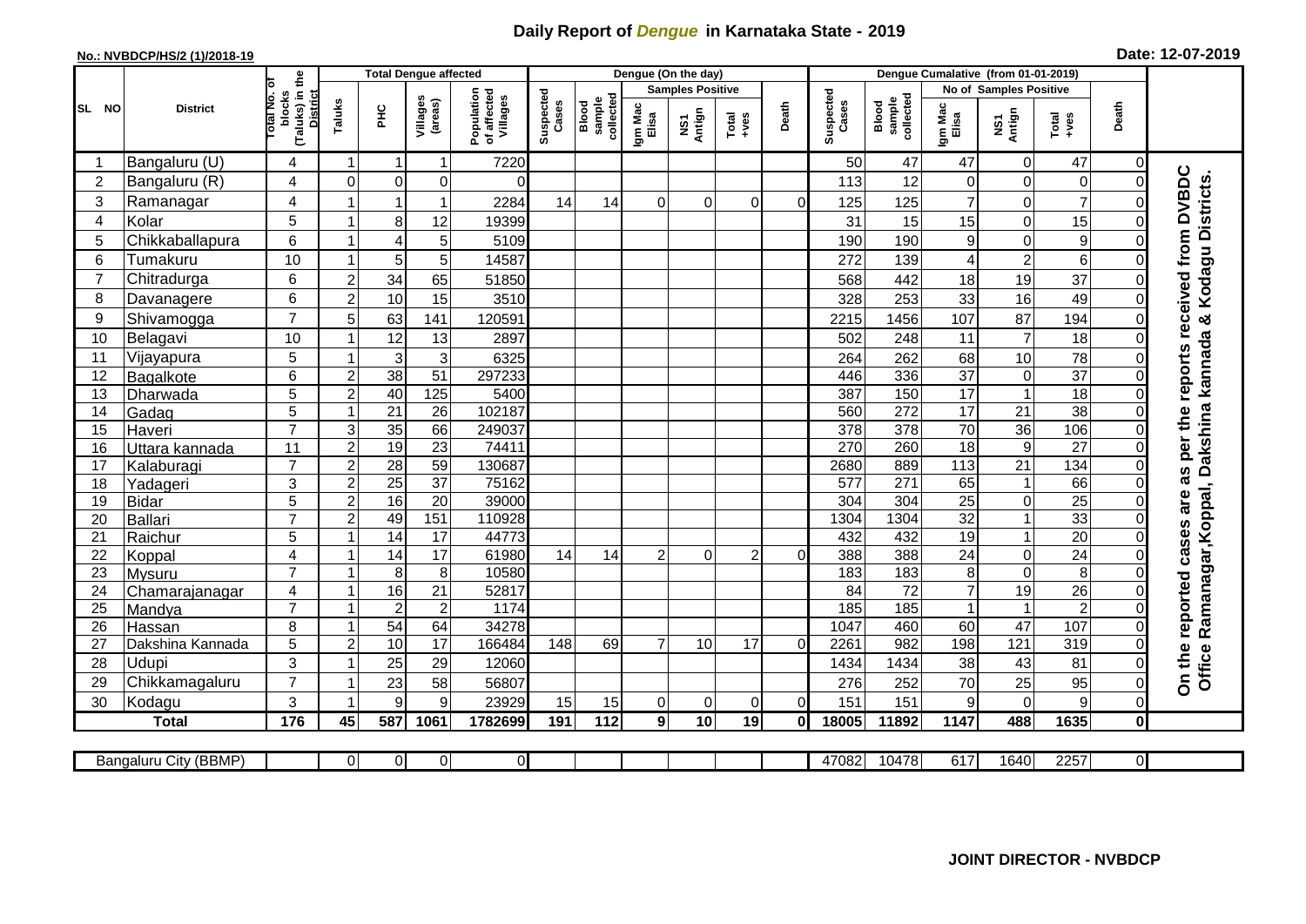# Daily Report of *Dengue* in Karnataka State - 2019

**No.: NVBDCP/HS/2 (1)/2018-19**

**Date: 12-07-2019**

| SL NO | District | Total No. of blocks (Taluks) in the District | Total Dengue affected | | | | Dengue (On the day) | | | | | | | Dengue Cumalative (from 01-01-2019) | | | | | | | |
|---|---|---|---|---|---|---|---|---|---|---|---|---|---|---|---|---|---|---|---|---|
| | | | Taluks | PHC | Villages (areas) | Population of affected Villages | Suspected Cases | Blood sample collected | Samples Positive | | | Death | Suspected Cases | Blood sample collected | No of Samples Positive | | | Death | |
| | | | | | | | | | Igm Mac Elisa | NS1 Antign | Total +ves | | | | Igm Mac Elisa | NS1 Antign | Total +ves | | |
| 1 | Bangaluru (U) | 4 | 1 | 1 | 1 | 7220 | | | | | | | 50 | 47 | 47 | 0 | 47 | 0 | On the reported cases are as per the reports received from DVBDC Office Ramanagar,Koppal, Dakshina kannada & Kodagu Districts. |
| 2 | Bangaluru (R) | 4 | 0 | 0 | 0 | 0 | | | | | | | 113 | 12 | 0 | 0 | 0 | 0 | |
| 3 | Ramanagar | 4 | 1 | 1 | 1 | 2284 | 14 | 14 | 0 | 0 | 0 | 0 | 125 | 125 | 7 | 0 | 7 | 0 | |
| 4 | Kolar | 5 | 1 | 8 | 12 | 19399 | | | | | | | 31 | 15 | 15 | 0 | 15 | 0 | |
| 5 | Chikkaballapura | 6 | 1 | 4 | 5 | 5109 | | | | | | | 190 | 190 | 9 | 0 | 9 | 0 | |
| 6 | Tumakuru | 10 | 1 | 5 | 5 | 14587 | | | | | | | 272 | 139 | 4 | 2 | 6 | 0 | |
| 7 | Chitradurga | 6 | 2 | 34 | 65 | 51850 | | | | | | | 568 | 442 | 18 | 19 | 37 | 0 | |
| 8 | Davanagere | 6 | 2 | 10 | 15 | 3510 | | | | | | | 328 | 253 | 33 | 16 | 49 | 0 | |
| 9 | Shivamogga | 7 | 5 | 63 | 141 | 120591 | | | | | | | 2215 | 1456 | 107 | 87 | 194 | 0 | |
| 10 | Belagavi | 10 | 1 | 12 | 13 | 2897 | | | | | | | 502 | 248 | 11 | 7 | 18 | 0 | |
| 11 | Vijayapura | 5 | 1 | 3 | 3 | 6325 | | | | | | | 264 | 262 | 68 | 10 | 78 | 0 | |
| 12 | Bagalkote | 6 | 2 | 38 | 51 | 297233 | | | | | | | 446 | 336 | 37 | 0 | 37 | 0 | |
| 13 | Dharwada | 5 | 2 | 40 | 125 | 5400 | | | | | | | 387 | 150 | 17 | 1 | 18 | 0 | |
| 14 | Gadag | 5 | 1 | 21 | 26 | 102187 | | | | | | | 560 | 272 | 17 | 21 | 38 | 0 | |
| 15 | Haveri | 7 | 3 | 35 | 66 | 249037 | | | | | | | 378 | 378 | 70 | 36 | 106 | 0 | |
| 16 | Uttara kannada | 11 | 2 | 19 | 23 | 74411 | | | | | | | 270 | 260 | 18 | 9 | 27 | 0 | |
| 17 | Kalaburagi | 7 | 2 | 28 | 59 | 130687 | | | | | | | 2680 | 889 | 113 | 21 | 134 | 0 | |
| 18 | Yadageri | 3 | 2 | 25 | 37 | 75162 | | | | | | | 577 | 271 | 65 | 1 | 66 | 0 | |
| 19 | Bidar | 5 | 2 | 16 | 20 | 39000 | | | | | | | 304 | 304 | 25 | 0 | 25 | 0 | |
| 20 | Ballari | 7 | 2 | 49 | 151 | 110928 | | | | | | | 1304 | 1304 | 32 | 1 | 33 | 0 | |
| 21 | Raichur | 5 | 1 | 14 | 17 | 44773 | | | | | | | 432 | 432 | 19 | 1 | 20 | 0 | |
| 22 | Koppal | 4 | 1 | 14 | 17 | 61980 | 14 | 14 | 2 | 0 | 2 | 0 | 388 | 388 | 24 | 0 | 24 | 0 | |
| 23 | Mysuru | 7 | 1 | 8 | 8 | 10580 | | | | | | | 183 | 183 | 8 | 0 | 8 | 0 | |
| 24 | Chamarajanagar | 4 | 1 | 16 | 21 | 52817 | | | | | | | 84 | 72 | 7 | 19 | 26 | 0 | |
| 25 | Mandya | 7 | 1 | 2 | 2 | 1174 | | | | | | | 185 | 185 | 1 | 1 | 2 | 0 | |
| 26 | Hassan | 8 | 1 | 54 | 64 | 34278 | | | | | | | 1047 | 460 | 60 | 47 | 107 | 0 | |
| 27 | Dakshina Kannada | 5 | 2 | 10 | 17 | 166484 | 148 | 69 | 7 | 10 | 17 | 0 | 2261 | 982 | 198 | 121 | 319 | 0 | |
| 28 | Udupi | 3 | 1 | 25 | 29 | 12060 | | | | | | | 1434 | 1434 | 38 | 43 | 81 | 0 | |
| 29 | Chikkamagaluru | 7 | 1 | 23 | 58 | 56807 | | | | | | | 276 | 252 | 70 | 25 | 95 | 0 | |
| 30 | Kodagu | 3 | 1 | 9 | 9 | 23929 | 15 | 15 | 0 | 0 | 0 | 0 | 151 | 151 | 9 | 0 | 9 | 0 | |
| **Total** | | **176** | **45** | **587** | **1061** | **1782699** | **191** | **112** | **9** | **10** | **19** | **0** | **18005** | **11892** | **1147** | **488** | **1635** | **0** | |

| Bangaluru City (BBMP) | | 0 | 0 | 0 | 0 | | | | | | | 47082 | 10478 | 617 | 1640 | 2257 | 0 |
|---|---|---|---|---|---|---|---|---|---|---|---|---|---|---|---|---|---|

**JOINT DIRECTOR - NVBDCP**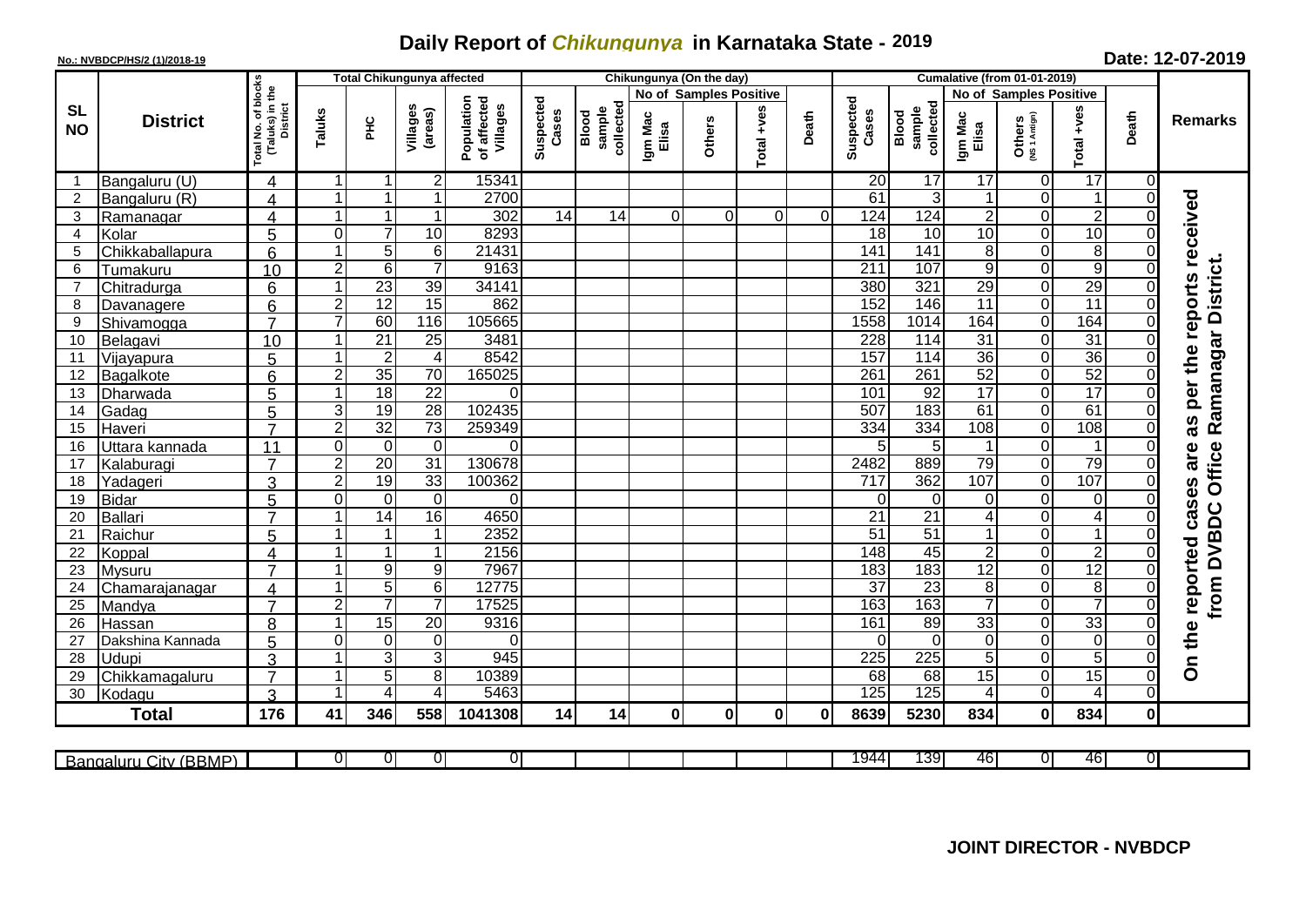# Daily Report of *Chikungunya* in Karnataka State - 2019

**No.: NVBDCP/HS/2 (1)/2018-19**

**Date: 12-07-2019**

| SL NO | District | Total No. of blocks (Taluks) in the District | Total Chikungunya affected | | | | Chikungunya (On the day) | | | | | | | Cumalative (from 01-01-2019) | | | | | | | Remarks |
|---|---|---|---|---|---|---|---|---|---|---|---|---|---|---|---|---|---|---|---|---|---|
| | | | Taluks | PHC | Villages (areas) | Population of affected Villages | Suspected Cases | Blood sample collected | No of Samples Positive | | | | Death | Suspected Cases | Blood sample collected | No of Samples Positive | | | | Death | |
| | | | | | | | | | Igm Mac Elisa | Others | Total +ves | | | | | Igm Mac Elisa | Others (NS 1 Antign) | Total +ves | | | |
| 1 | Bangaluru (U) | 4 | 1 | 1 | 2 | 15341 | | | | | | | | 20 | 17 | 17 | 0 | 17 | | 0 | On the reported cases are as per the reports received from DVBDC Office Ramanagar District. |
| 2 | Bangaluru (R) | 4 | 1 | 1 | 1 | 2700 | | | | | | | | 61 | 3 | 1 | 0 | 1 | | 0 | |
| 3 | Ramanagar | 4 | 1 | 1 | 1 | 302 | 14 | 14 | 0 | 0 | 0 | | 0 | 124 | 124 | 2 | 0 | 2 | | 0 | |
| 4 | Kolar | 5 | 0 | 7 | 10 | 8293 | | | | | | | | 18 | 10 | 10 | 0 | 10 | | 0 | |
| 5 | Chikkaballapura | 6 | 1 | 5 | 6 | 21431 | | | | | | | | 141 | 141 | 8 | 0 | 8 | | 0 | |
| 6 | Tumakuru | 10 | 2 | 6 | 7 | 9163 | | | | | | | | 211 | 107 | 9 | 0 | 9 | | 0 | |
| 7 | Chitradurga | 6 | 1 | 23 | 39 | 34141 | | | | | | | | 380 | 321 | 29 | 0 | 29 | | 0 | |
| 8 | Davanagere | 6 | 2 | 12 | 15 | 862 | | | | | | | | 152 | 146 | 11 | 0 | 11 | | 0 | |
| 9 | Shivamogga | 7 | 7 | 60 | 116 | 105665 | | | | | | | | 1558 | 1014 | 164 | 0 | 164 | | 0 | |
| 10 | Belagavi | 10 | 1 | 21 | 25 | 3481 | | | | | | | | 228 | 114 | 31 | 0 | 31 | | 0 | |
| 11 | Vijayapura | 5 | 1 | 2 | 4 | 8542 | | | | | | | | 157 | 114 | 36 | 0 | 36 | | 0 | |
| 12 | Bagalkote | 6 | 2 | 35 | 70 | 165025 | | | | | | | | 261 | 261 | 52 | 0 | 52 | | 0 | |
| 13 | Dharwada | 5 | 1 | 18 | 22 | 0 | | | | | | | | 101 | 92 | 17 | 0 | 17 | | 0 | |
| 14 | Gadag | 5 | 3 | 19 | 28 | 102435 | | | | | | | | 507 | 183 | 61 | 0 | 61 | | 0 | |
| 15 | Haveri | 7 | 2 | 32 | 73 | 259349 | | | | | | | | 334 | 334 | 108 | 0 | 108 | | 0 | |
| 16 | Uttara kannada | 11 | 0 | 0 | 0 | 0 | | | | | | | | 5 | 5 | 1 | 0 | 1 | | 0 | |
| 17 | Kalaburagi | 7 | 2 | 20 | 31 | 130678 | | | | | | | | 2482 | 889 | 79 | 0 | 79 | | 0 | |
| 18 | Yadageri | 3 | 2 | 19 | 33 | 100362 | | | | | | | | 717 | 362 | 107 | 0 | 107 | | 0 | |
| 19 | Bidar | 5 | 0 | 0 | 0 | 0 | | | | | | | | 0 | 0 | 0 | 0 | 0 | | 0 | |
| 20 | Ballari | 7 | 1 | 14 | 16 | 4650 | | | | | | | | 21 | 21 | 4 | 0 | 4 | | 0 | |
| 21 | Raichur | 5 | 1 | 1 | 1 | 2352 | | | | | | | | 51 | 51 | 1 | 0 | 1 | | 0 | |
| 22 | Koppal | 4 | 1 | 1 | 1 | 2156 | | | | | | | | 148 | 45 | 2 | 0 | 2 | | 0 | |
| 23 | Mysuru | 7 | 1 | 9 | 9 | 7967 | | | | | | | | 183 | 183 | 12 | 0 | 12 | | 0 | |
| 24 | Chamarajanagar | 4 | 1 | 5 | 6 | 12775 | | | | | | | | 37 | 23 | 8 | 0 | 8 | | 0 | |
| 25 | Mandya | 7 | 2 | 7 | 7 | 17525 | | | | | | | | 163 | 163 | 7 | 0 | 7 | | 0 | |
| 26 | Hassan | 8 | 1 | 15 | 20 | 9316 | | | | | | | | 161 | 89 | 33 | 0 | 33 | | 0 | |
| 27 | Dakshina Kannada | 5 | 0 | 0 | 0 | 0 | | | | | | | | 0 | 0 | 0 | 0 | 0 | | 0 | |
| 28 | Udupi | 3 | 1 | 3 | 3 | 945 | | | | | | | | 225 | 225 | 5 | 0 | 5 | | 0 | |
| 29 | Chikkamagaluru | 7 | 1 | 5 | 8 | 10389 | | | | | | | | 68 | 68 | 15 | 0 | 15 | | 0 | |
| 30 | Kodagu | 3 | 1 | 4 | 4 | 5463 | | | | | | | | 125 | 125 | 4 | 0 | 4 | | 0 | |
| **Total** | | **176** | **41** | **346** | **558** | **1041308** | **14** | **14** | **0** | **0** | **0** | | **0** | **8639** | **5230** | **834** | **0** | **834** | | **0** | |

| Bangaluru City (BBMP) | | 0 | 0 | 0 | 0 | | | | | | | 1944 | 139 | 46 | 0 | 46 | 0 | |
|---|---|---|---|---|---|---|---|---|---|---|---|---|---|---|---|---|---|---|

**JOINT DIRECTOR - NVBDCP**